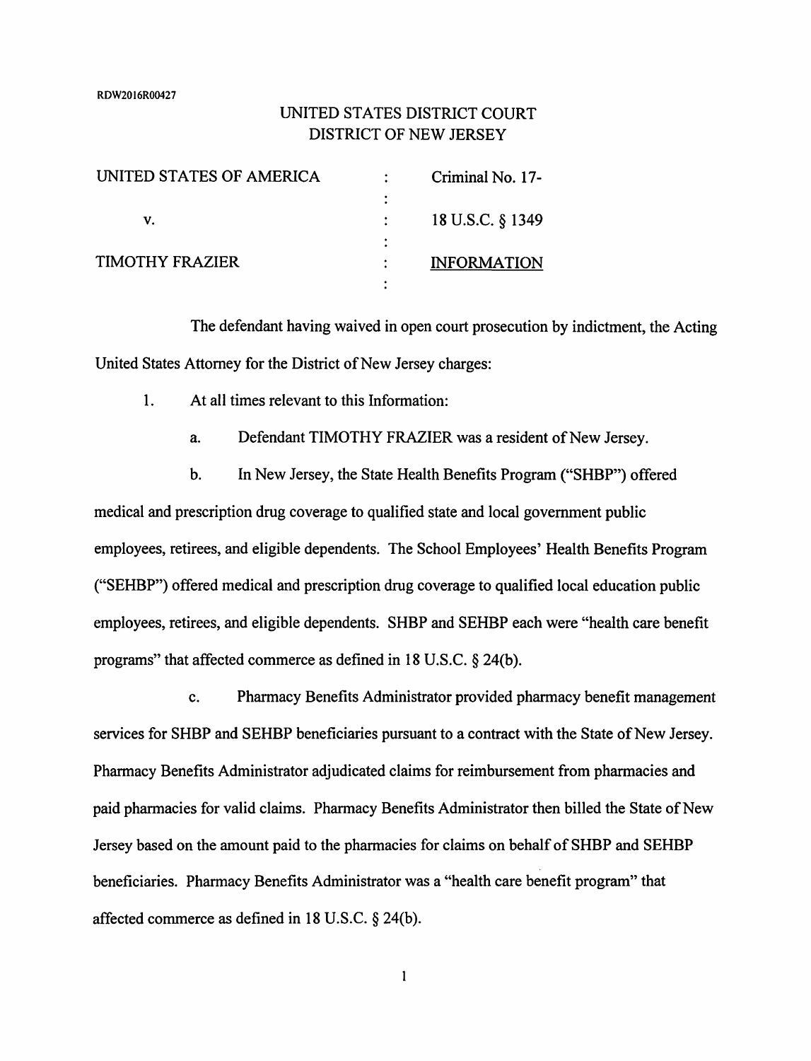RDW2016R00427

UNITED STATES DISTRICT COURT
DISTRICT OF NEW JERSEY

| | | |
|---|---|---|
| UNITED STATES OF AMERICA | : | Criminal No. 17- |
| | : | |
| v. | : | 18 U.S.C. § 1349 |
| | : | |
| TIMOTHY FRAZIER | : | INFORMATION |
| | : | |

The defendant having waived in open court prosecution by indictment, the Acting United States Attorney for the District of New Jersey charges:

1. At all times relevant to this Information:

   a. Defendant TIMOTHY FRAZIER was a resident of New Jersey.

   b. In New Jersey, the State Health Benefits Program ("SHBP") offered medical and prescription drug coverage to qualified state and local government public employees, retirees, and eligible dependents. The School Employees' Health Benefits Program ("SEHBP") offered medical and prescription drug coverage to qualified local education public employees, retirees, and eligible dependents. SHBP and SEHBP each were "health care benefit programs" that affected commerce as defined in 18 U.S.C. § 24(b).

   c. Pharmacy Benefits Administrator provided pharmacy benefit management services for SHBP and SEHBP beneficiaries pursuant to a contract with the State of New Jersey. Pharmacy Benefits Administrator adjudicated claims for reimbursement from pharmacies and paid pharmacies for valid claims. Pharmacy Benefits Administrator then billed the State of New Jersey based on the amount paid to the pharmacies for claims on behalf of SHBP and SEHBP beneficiaries. Pharmacy Benefits Administrator was a "health care benefit program" that affected commerce as defined in 18 U.S.C. § 24(b).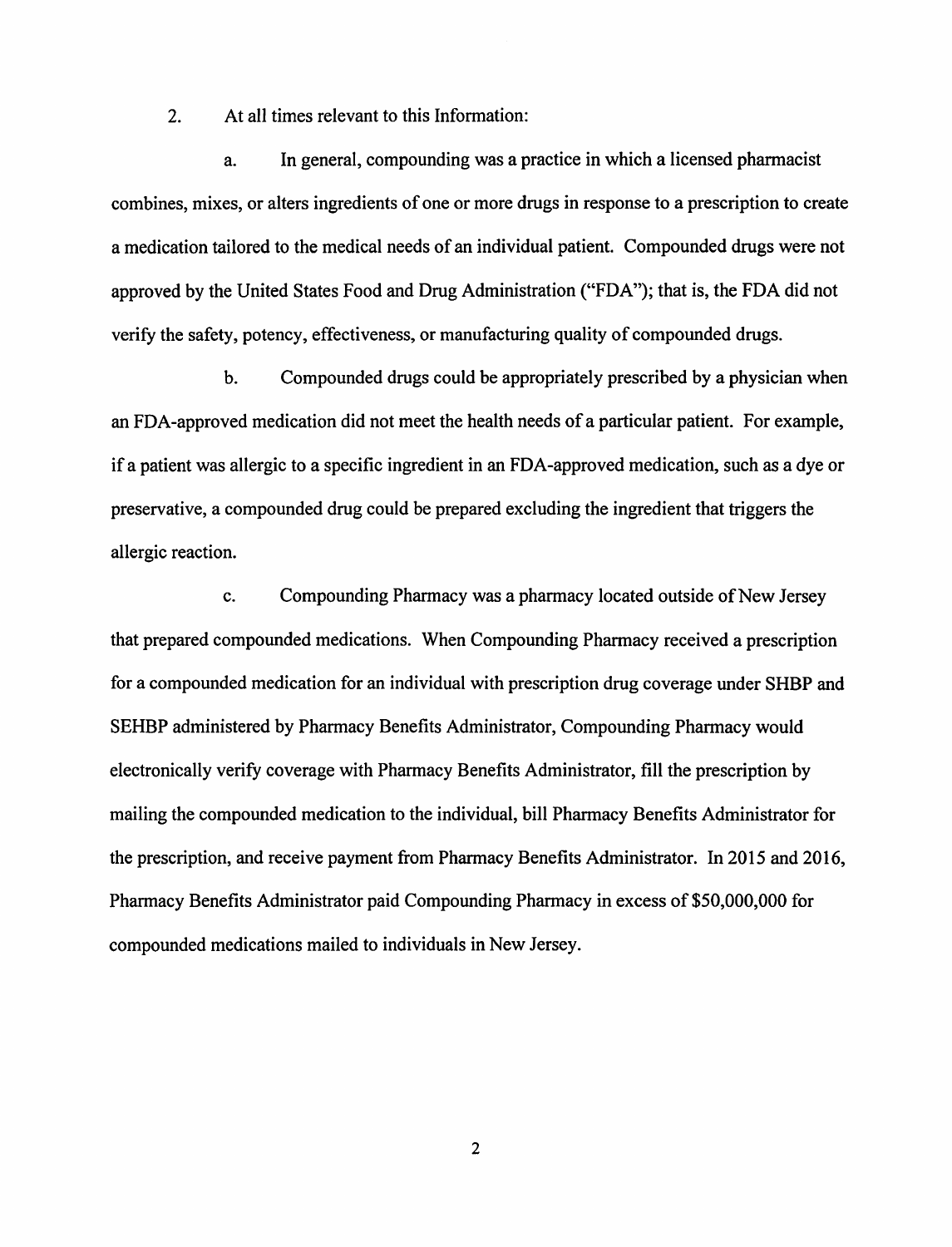2. At all times relevant to this Information:

a. In general, compounding was a practice in which a licensed pharmacist combines, mixes, or alters ingredients of one or more drugs in response to a prescription to create a medication tailored to the medical needs of an individual patient. Compounded drugs were not approved by the United States Food and Drug Administration ("FDA"); that is, the FDA did not verify the safety, potency, effectiveness, or manufacturing quality of compounded drugs.

b. Compounded drugs could be appropriately prescribed by a physician when an FDA-approved medication did not meet the health needs of a particular patient. For example, if a patient was allergic to a specific ingredient in an FDA-approved medication, such as a dye or preservative, a compounded drug could be prepared excluding the ingredient that triggers the allergic reaction.

c. Compounding Pharmacy was a pharmacy located outside of New Jersey that prepared compounded medications. When Compounding Pharmacy received a prescription for a compounded medication for an individual with prescription drug coverage under SHBP and SEHBP administered by Pharmacy Benefits Administrator, Compounding Pharmacy would electronically verify coverage with Pharmacy Benefits Administrator, fill the prescription by mailing the compounded medication to the individual, bill Pharmacy Benefits Administrator for the prescription, and receive payment from Pharmacy Benefits Administrator. In 2015 and 2016, Pharmacy Benefits Administrator paid Compounding Pharmacy in excess of $50,000,000 for compounded medications mailed to individuals in New Jersey.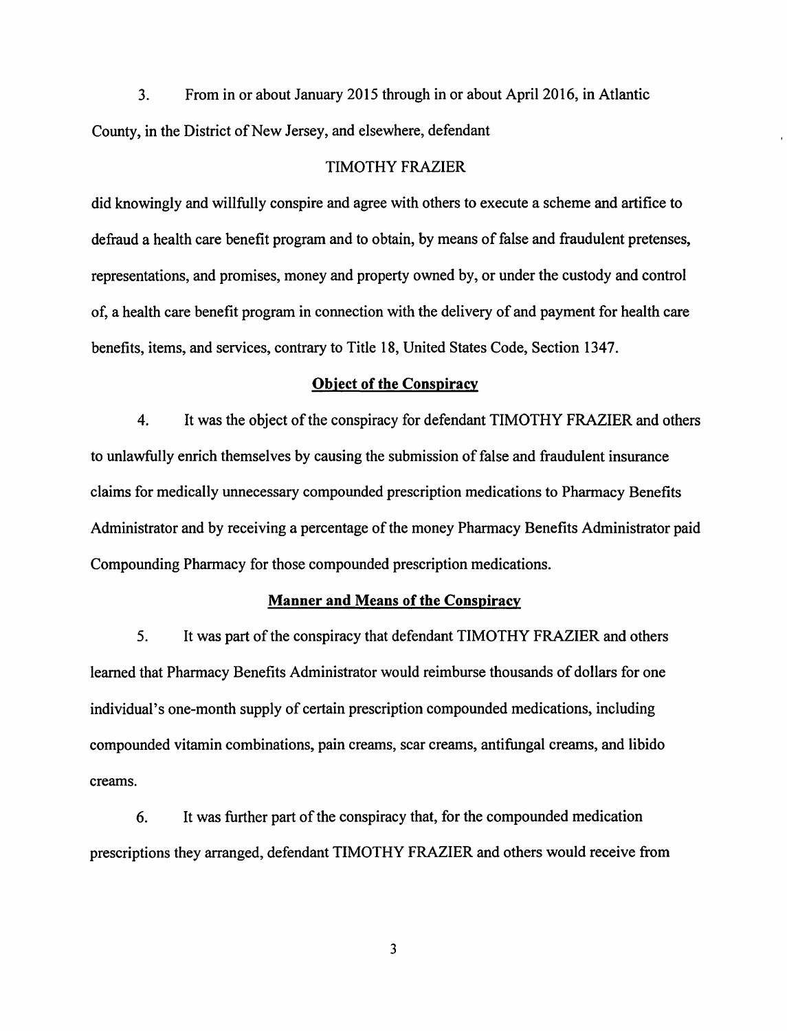3. From in or about January 2015 through in or about April 2016, in Atlantic County, in the District of New Jersey, and elsewhere, defendant

TIMOTHY FRAZIER

did knowingly and willfully conspire and agree with others to execute a scheme and artifice to defraud a health care benefit program and to obtain, by means of false and fraudulent pretenses, representations, and promises, money and property owned by, or under the custody and control of, a health care benefit program in connection with the delivery of and payment for health care benefits, items, and services, contrary to Title 18, United States Code, Section 1347.

**Object of the Conspiracy**

4. It was the object of the conspiracy for defendant TIMOTHY FRAZIER and others to unlawfully enrich themselves by causing the submission of false and fraudulent insurance claims for medically unnecessary compounded prescription medications to Pharmacy Benefits Administrator and by receiving a percentage of the money Pharmacy Benefits Administrator paid Compounding Pharmacy for those compounded prescription medications.

**Manner and Means of the Conspiracy**

5. It was part of the conspiracy that defendant TIMOTHY FRAZIER and others learned that Pharmacy Benefits Administrator would reimburse thousands of dollars for one individual's one-month supply of certain prescription compounded medications, including compounded vitamin combinations, pain creams, scar creams, antifungal creams, and libido creams.

6. It was further part of the conspiracy that, for the compounded medication prescriptions they arranged, defendant TIMOTHY FRAZIER and others would receive from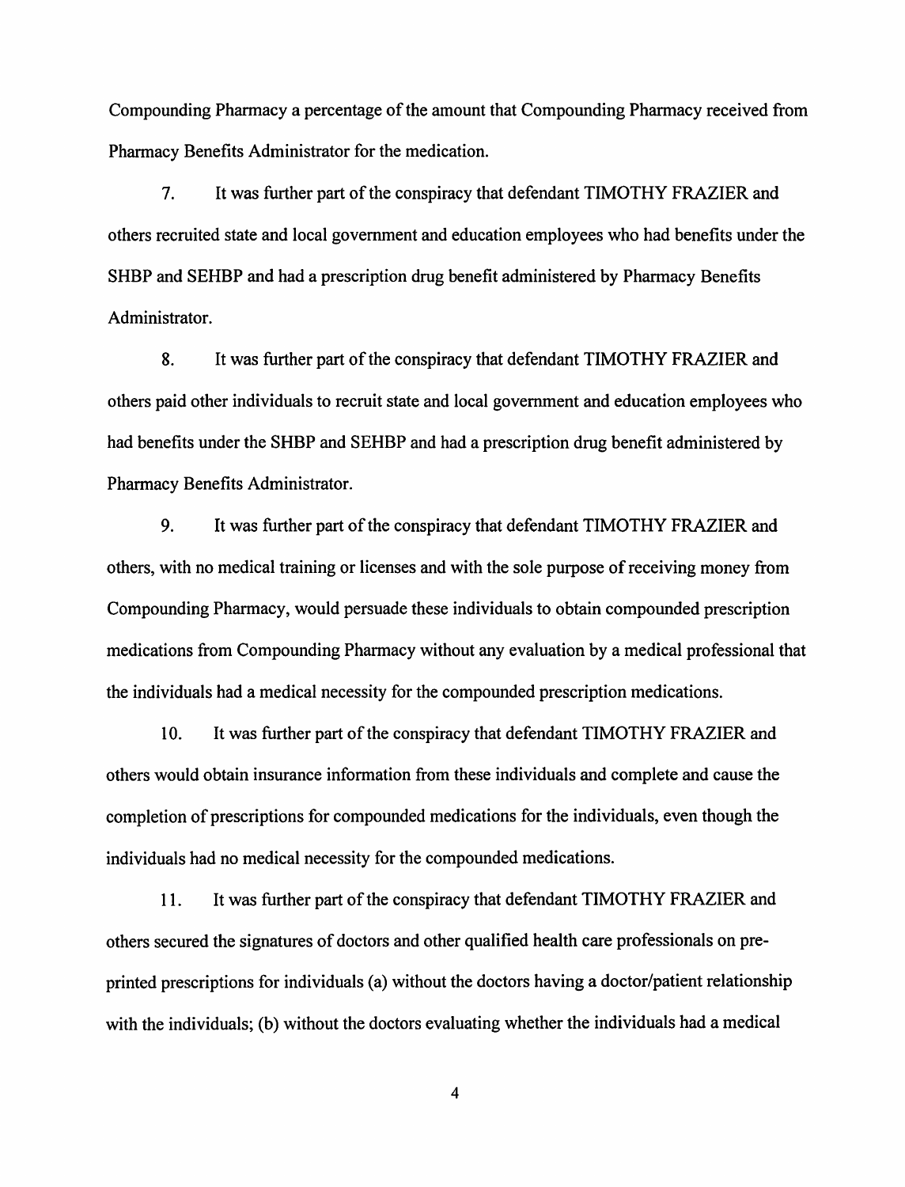Compounding Pharmacy a percentage of the amount that Compounding Pharmacy received from Pharmacy Benefits Administrator for the medication.

7. It was further part of the conspiracy that defendant TIMOTHY FRAZIER and others recruited state and local government and education employees who had benefits under the SHBP and SEHBP and had a prescription drug benefit administered by Pharmacy Benefits Administrator.

8. It was further part of the conspiracy that defendant TIMOTHY FRAZIER and others paid other individuals to recruit state and local government and education employees who had benefits under the SHBP and SEHBP and had a prescription drug benefit administered by Pharmacy Benefits Administrator.

9. It was further part of the conspiracy that defendant TIMOTHY FRAZIER and others, with no medical training or licenses and with the sole purpose of receiving money from Compounding Pharmacy, would persuade these individuals to obtain compounded prescription medications from Compounding Pharmacy without any evaluation by a medical professional that the individuals had a medical necessity for the compounded prescription medications.

10. It was further part of the conspiracy that defendant TIMOTHY FRAZIER and others would obtain insurance information from these individuals and complete and cause the completion of prescriptions for compounded medications for the individuals, even though the individuals had no medical necessity for the compounded medications.

11. It was further part of the conspiracy that defendant TIMOTHY FRAZIER and others secured the signatures of doctors and other qualified health care professionals on pre-printed prescriptions for individuals (a) without the doctors having a doctor/patient relationship with the individuals; (b) without the doctors evaluating whether the individuals had a medical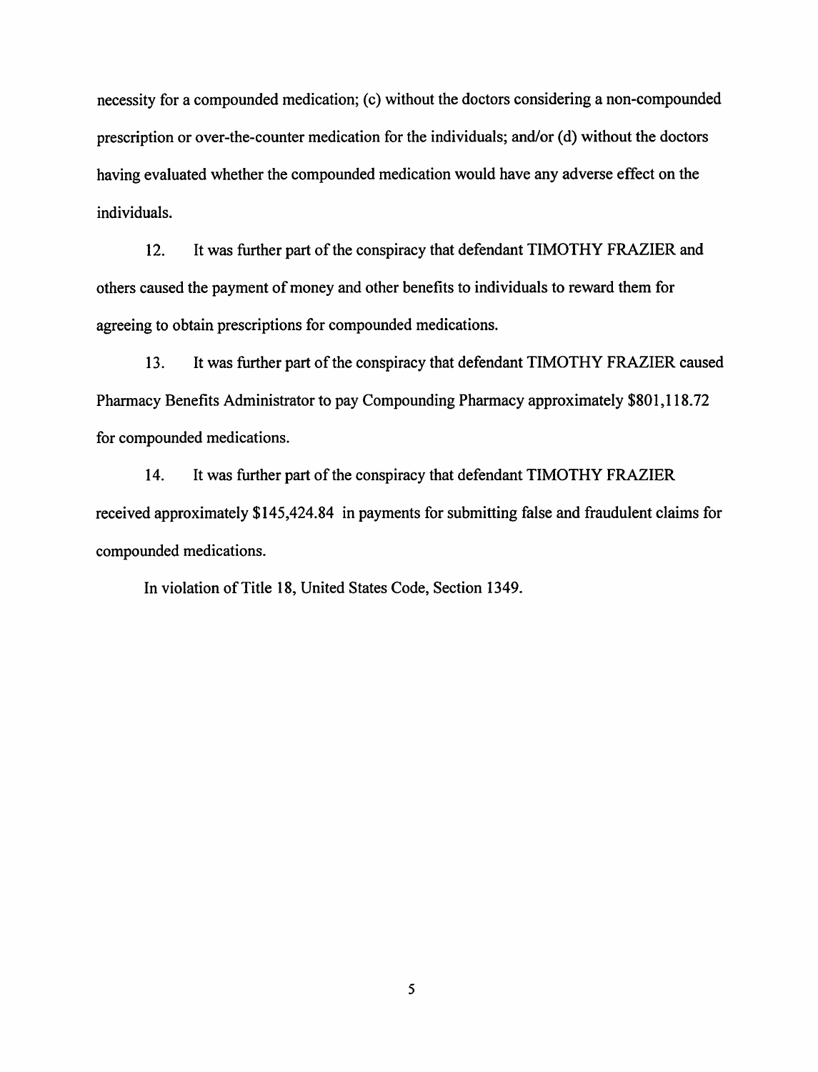necessity for a compounded medication; (c) without the doctors considering a non-compounded prescription or over-the-counter medication for the individuals; and/or (d) without the doctors having evaluated whether the compounded medication would have any adverse effect on the individuals.

12. It was further part of the conspiracy that defendant TIMOTHY FRAZIER and others caused the payment of money and other benefits to individuals to reward them for agreeing to obtain prescriptions for compounded medications.

13. It was further part of the conspiracy that defendant TIMOTHY FRAZIER caused Pharmacy Benefits Administrator to pay Compounding Pharmacy approximately $801,118.72 for compounded medications.

14. It was further part of the conspiracy that defendant TIMOTHY FRAZIER received approximately $145,424.84 in payments for submitting false and fraudulent claims for compounded medications.

In violation of Title 18, United States Code, Section 1349.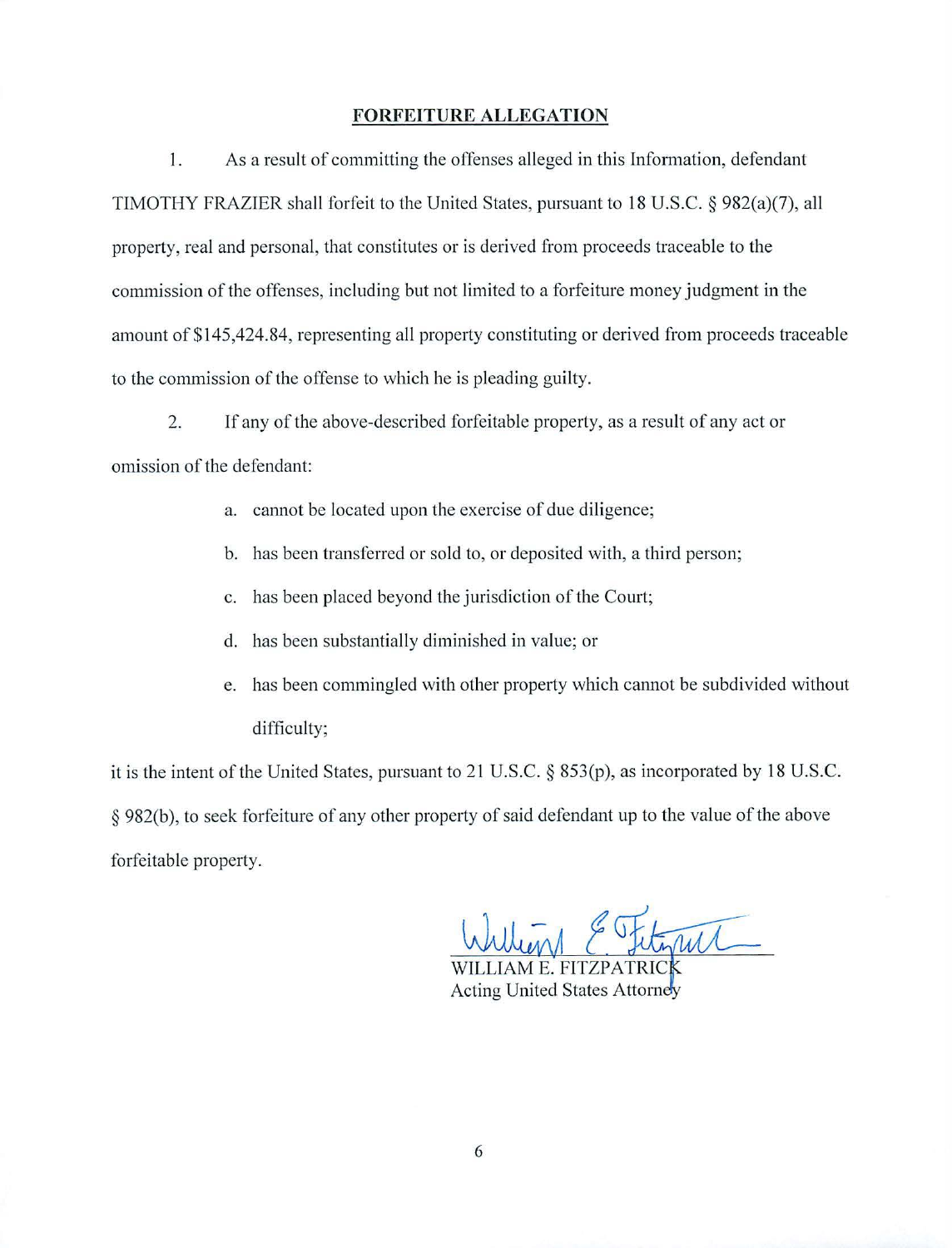**FORFEITURE ALLEGATION**

1. As a result of committing the offenses alleged in this Information, defendant TIMOTHY FRAZIER shall forfeit to the United States, pursuant to 18 U.S.C. § 982(a)(7), all property, real and personal, that constitutes or is derived from proceeds traceable to the commission of the offenses, including but not limited to a forfeiture money judgment in the amount of $145,424.84, representing all property constituting or derived from proceeds traceable to the commission of the offense to which he is pleading guilty.

2. If any of the above-described forfeitable property, as a result of any act or omission of the defendant:

   a. cannot be located upon the exercise of due diligence;

   b. has been transferred or sold to, or deposited with, a third person;

   c. has been placed beyond the jurisdiction of the Court;

   d. has been substantially diminished in value; or

   e. has been commingled with other property which cannot be subdivided without difficulty;

it is the intent of the United States, pursuant to 21 U.S.C. § 853(p), as incorporated by 18 U.S.C. § 982(b), to seek forfeiture of any other property of said defendant up to the value of the above forfeitable property.

William E. Fitzpatrick

WILLIAM E. FITZPATRICK
Acting United States Attorney